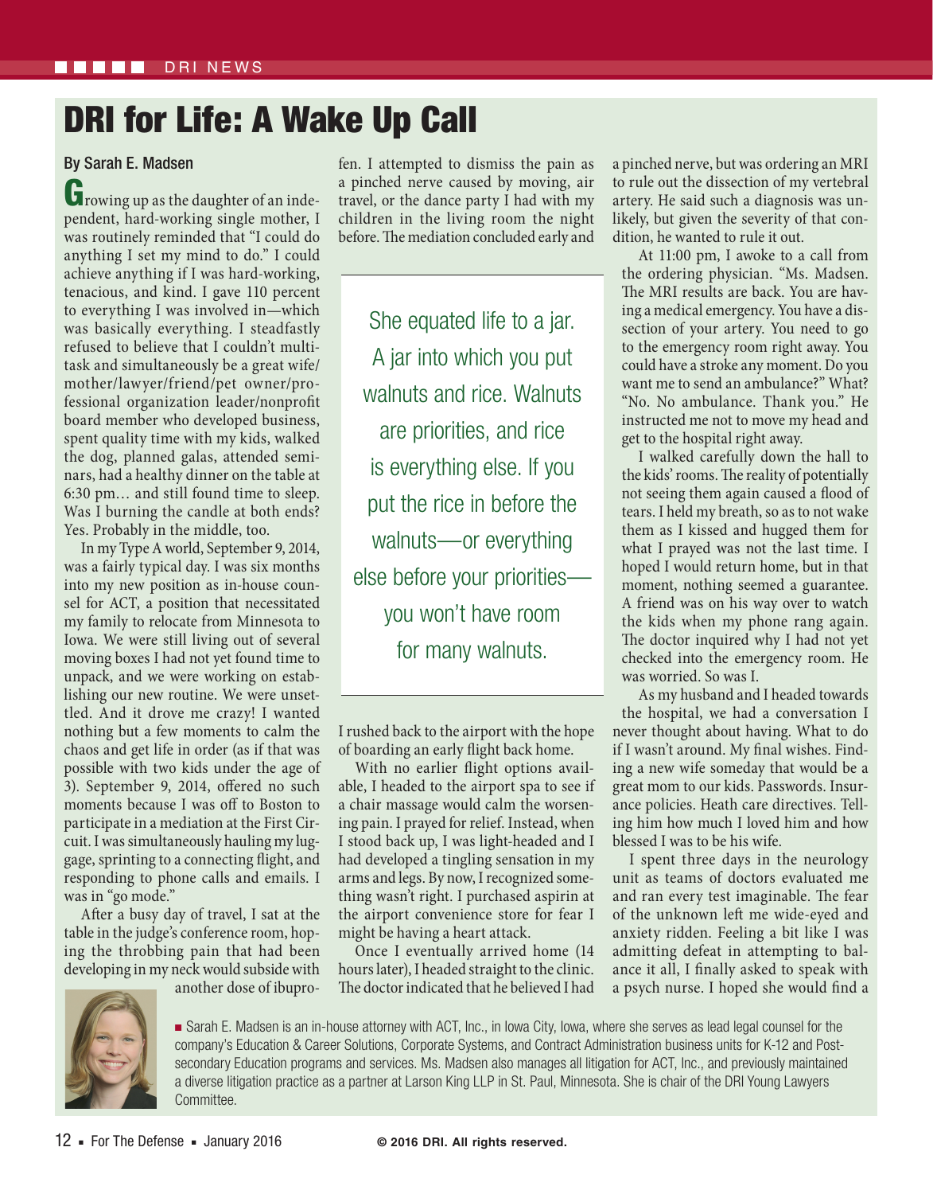# DRI for Life: A Wake Up Call

**By Sarah E. Madsen**

Growing up as the daughter of an independent, hard-working single mother, I was routinely reminded that "I could do anything I set my mind to do." I could achieve anything if I was hard-working, tenacious, and kind. I gave 110 percent to everything I was involved in—which was basically everything. I steadfastly refused to believe that I couldn't multitask and simultaneously be a great wife/mother/lawyer/friend/pet owner/professional organization leader/nonprofit board member who developed business, spent quality time with my kids, walked the dog, planned galas, attended seminars, had a healthy dinner on the table at 6:30 pm… and still found time to sleep. Was I burning the candle at both ends? Yes. Probably in the middle, too.

In my Type A world, September 9, 2014, was a fairly typical day. I was six months into my new position as in-house counsel for ACT, a position that necessitated my family to relocate from Minnesota to Iowa. We were still living out of several moving boxes I had not yet found time to unpack, and we were working on establishing our new routine. We were unsettled. And it drove me crazy! I wanted nothing but a few moments to calm the chaos and get life in order (as if that was possible with two kids under the age of 3). September 9, 2014, offered no such moments because I was off to Boston to participate in a mediation at the First Circuit. I was simultaneously hauling my luggage, sprinting to a connecting flight, and responding to phone calls and emails. I was in "go mode."

After a busy day of travel, I sat at the table in the judge's conference room, hoping the throbbing pain that had been developing in my neck would subside with another dose of ibuprofen. I attempted to dismiss the pain as a pinched nerve caused by moving, air travel, or the dance party I had with my children in the living room the night before. The mediation concluded early and I rushed back to the airport with the hope of boarding an early flight back home.

> She equated life to a jar. A jar into which you put walnuts and rice. Walnuts are priorities, and rice is everything else. If you put the rice in before the walnuts—or everything else before your priorities—you won't have room for many walnuts.

With no earlier flight options available, I headed to the airport spa to see if a chair massage would calm the worsening pain. I prayed for relief. Instead, when I stood back up, I was light-headed and I had developed a tingling sensation in my arms and legs. By now, I recognized something wasn't right. I purchased aspirin at the airport convenience store for fear I might be having a heart attack.

Once I eventually arrived home (14 hours later), I headed straight to the clinic. The doctor indicated that he believed I had a pinched nerve, but was ordering an MRI to rule out the dissection of my vertebral artery. He said such a diagnosis was unlikely, but given the severity of that condition, he wanted to rule it out.

At 11:00 pm, I awoke to a call from the ordering physician. "Ms. Madsen. The MRI results are back. You are having a medical emergency. You have a dissection of your artery. You need to go to the emergency room right away. You could have a stroke any moment. Do you want me to send an ambulance?" What? "No. No ambulance. Thank you." He instructed me not to move my head and get to the hospital right away.

I walked carefully down the hall to the kids' rooms. The reality of potentially not seeing them again caused a flood of tears. I held my breath, so as to not wake them as I kissed and hugged them for what I prayed was not the last time. I hoped I would return home, but in that moment, nothing seemed a guarantee. A friend was on his way over to watch the kids when my phone rang again. The doctor inquired why I had not yet checked into the emergency room. He was worried. So was I.

As my husband and I headed towards the hospital, we had a conversation I never thought about having. What to do if I wasn't around. My final wishes. Finding a new wife someday that would be a great mom to our kids. Passwords. Insurance policies. Heath care directives. Telling him how much I loved him and how blessed I was to be his wife.

I spent three days in the neurology unit as teams of doctors evaluated me and ran every test imaginable. The fear of the unknown left me wide-eyed and anxiety ridden. Feeling a bit like I was admitting defeat in attempting to balance it all, I finally asked to speak with a psych nurse. I hoped she would find a

■ Sarah E. Madsen is an in-house attorney with ACT, Inc., in Iowa City, Iowa, where she serves as lead legal counsel for the company's Education & Career Solutions, Corporate Systems, and Contract Administration business units for K-12 and Post-secondary Education programs and services. Ms. Madsen also manages all litigation for ACT, Inc., and previously maintained a diverse litigation practice as a partner at Larson King LLP in St. Paul, Minnesota. She is chair of the DRI Young Lawyers Committee.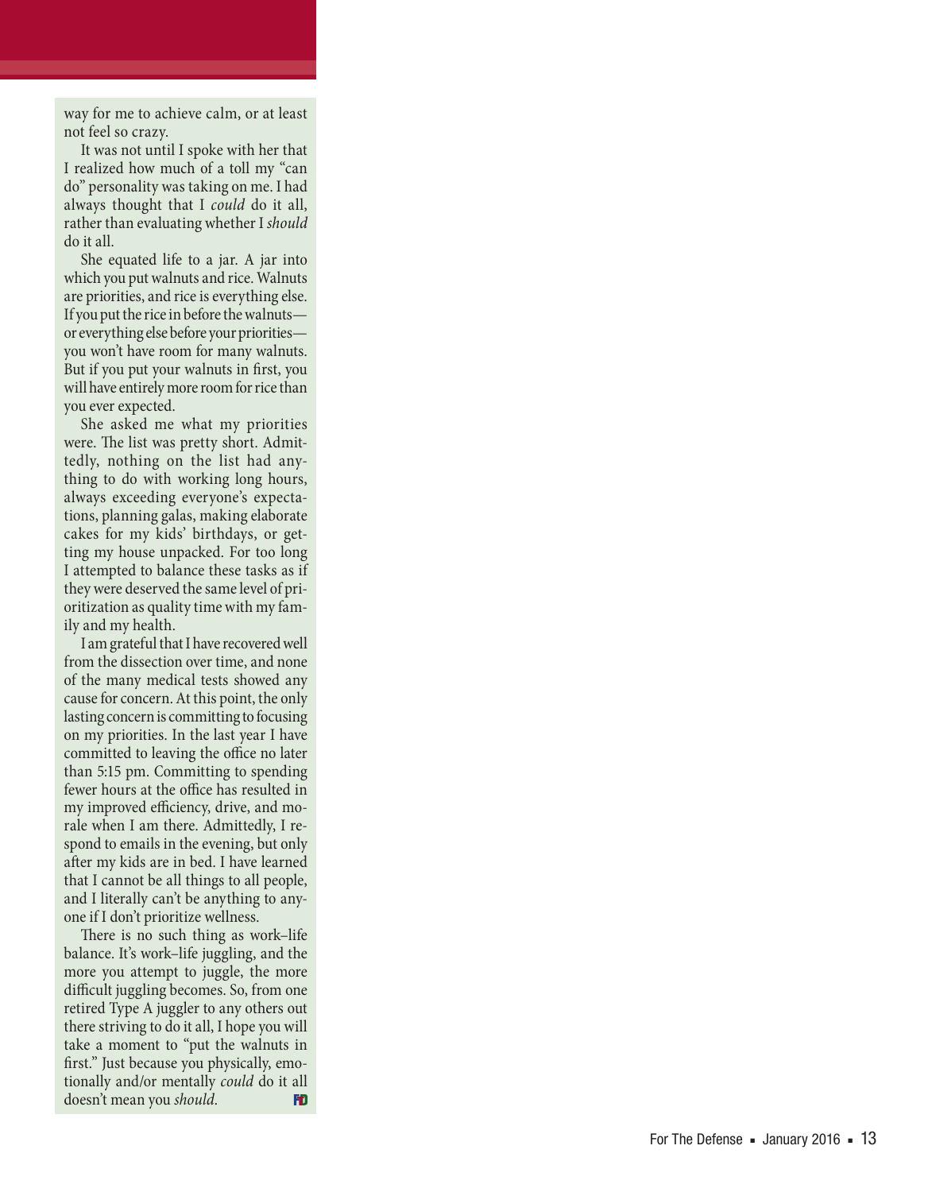way for me to achieve calm, or at least not feel so crazy.

It was not until I spoke with her that I realized how much of a toll my "can do" personality was taking on me. I had always thought that I *could* do it all, rather than evaluating whether I *should* do it all.

She equated life to a jar. A jar into which you put walnuts and rice. Walnuts are priorities, and rice is everything else. If you put the rice in before the walnuts—or everything else before your priorities—you won't have room for many walnuts. But if you put your walnuts in first, you will have entirely more room for rice than you ever expected.

She asked me what my priorities were. The list was pretty short. Admittedly, nothing on the list had anything to do with working long hours, always exceeding everyone's expectations, planning galas, making elaborate cakes for my kids' birthdays, or getting my house unpacked. For too long I attempted to balance these tasks as if they were deserved the same level of prioritization as quality time with my family and my health.

I am grateful that I have recovered well from the dissection over time, and none of the many medical tests showed any cause for concern. At this point, the only lasting concern is committing to focusing on my priorities. In the last year I have committed to leaving the office no later than 5:15 pm. Committing to spending fewer hours at the office has resulted in my improved efficiency, drive, and morale when I am there. Admittedly, I respond to emails in the evening, but only after my kids are in bed. I have learned that I cannot be all things to all people, and I literally can't be anything to anyone if I don't prioritize wellness.

There is no such thing as work–life balance. It's work–life juggling, and the more you attempt to juggle, the more difficult juggling becomes. So, from one retired Type A juggler to any others out there striving to do it all, I hope you will take a moment to "put the walnuts in first." Just because you physically, emotionally and/or mentally *could* do it all doesn't mean you *should*.